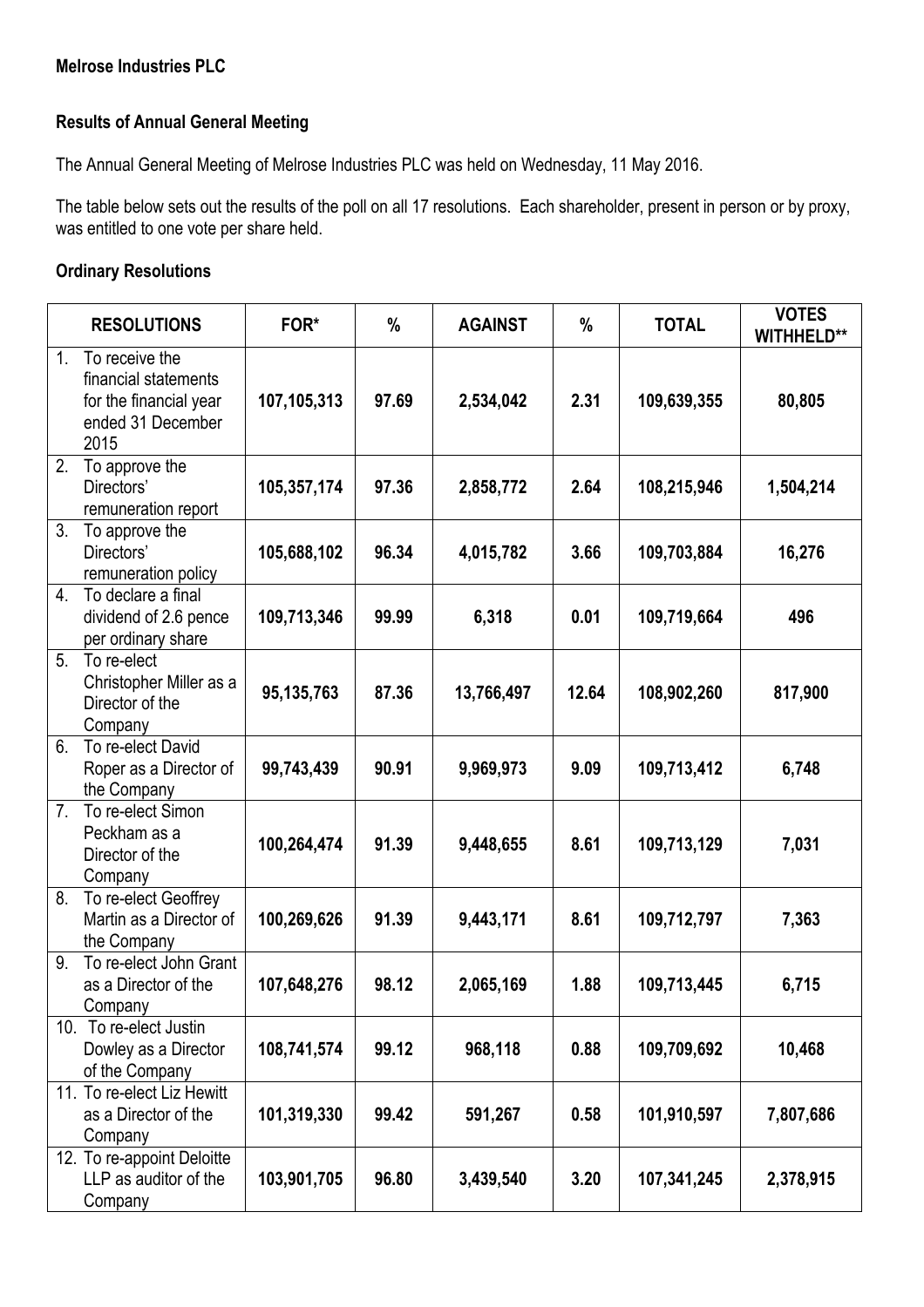**Melrose Industries PLC**

**Results of Annual General Meeting**

The Annual General Meeting of Melrose Industries PLC was held on Wednesday, 11 May 2016.

The table below sets out the results of the poll on all 17 resolutions. Each shareholder, present in person or by proxy, was entitled to one vote per share held.

**Ordinary Resolutions**

| RESOLUTIONS | FOR* | % | AGAINST | % | TOTAL | VOTES WITHHELD** |
|---|---|---|---|---|---|---|
| 1. To receive the financial statements for the financial year ended 31 December 2015 | **107,105,313** | **97.69** | **2,534,042** | **2.31** | **109,639,355** | **80,805** |
| 2. To approve the Directors' remuneration report | **105,357,174** | **97.36** | **2,858,772** | **2.64** | **108,215,946** | **1,504,214** |
| 3. To approve the Directors' remuneration policy | **105,688,102** | **96.34** | **4,015,782** | **3.66** | **109,703,884** | **16,276** |
| 4. To declare a final dividend of 2.6 pence per ordinary share | **109,713,346** | **99.99** | **6,318** | **0.01** | **109,719,664** | **496** |
| 5. To re-elect Christopher Miller as a Director of the Company | **95,135,763** | **87.36** | **13,766,497** | **12.64** | **108,902,260** | **817,900** |
| 6. To re-elect David Roper as a Director of the Company | **99,743,439** | **90.91** | **9,969,973** | **9.09** | **109,713,412** | **6,748** |
| 7. To re-elect Simon Peckham as a Director of the Company | **100,264,474** | **91.39** | **9,448,655** | **8.61** | **109,713,129** | **7,031** |
| 8. To re-elect Geoffrey Martin as a Director of the Company | **100,269,626** | **91.39** | **9,443,171** | **8.61** | **109,712,797** | **7,363** |
| 9. To re-elect John Grant as a Director of the Company | **107,648,276** | **98.12** | **2,065,169** | **1.88** | **109,713,445** | **6,715** |
| 10. To re-elect Justin Dowley as a Director of the Company | **108,741,574** | **99.12** | **968,118** | **0.88** | **109,709,692** | **10,468** |
| 11. To re-elect Liz Hewitt as a Director of the Company | **101,319,330** | **99.42** | **591,267** | **0.58** | **101,910,597** | **7,807,686** |
| 12. To re-appoint Deloitte LLP as auditor of the Company | **103,901,705** | **96.80** | **3,439,540** | **3.20** | **107,341,245** | **2,378,915** |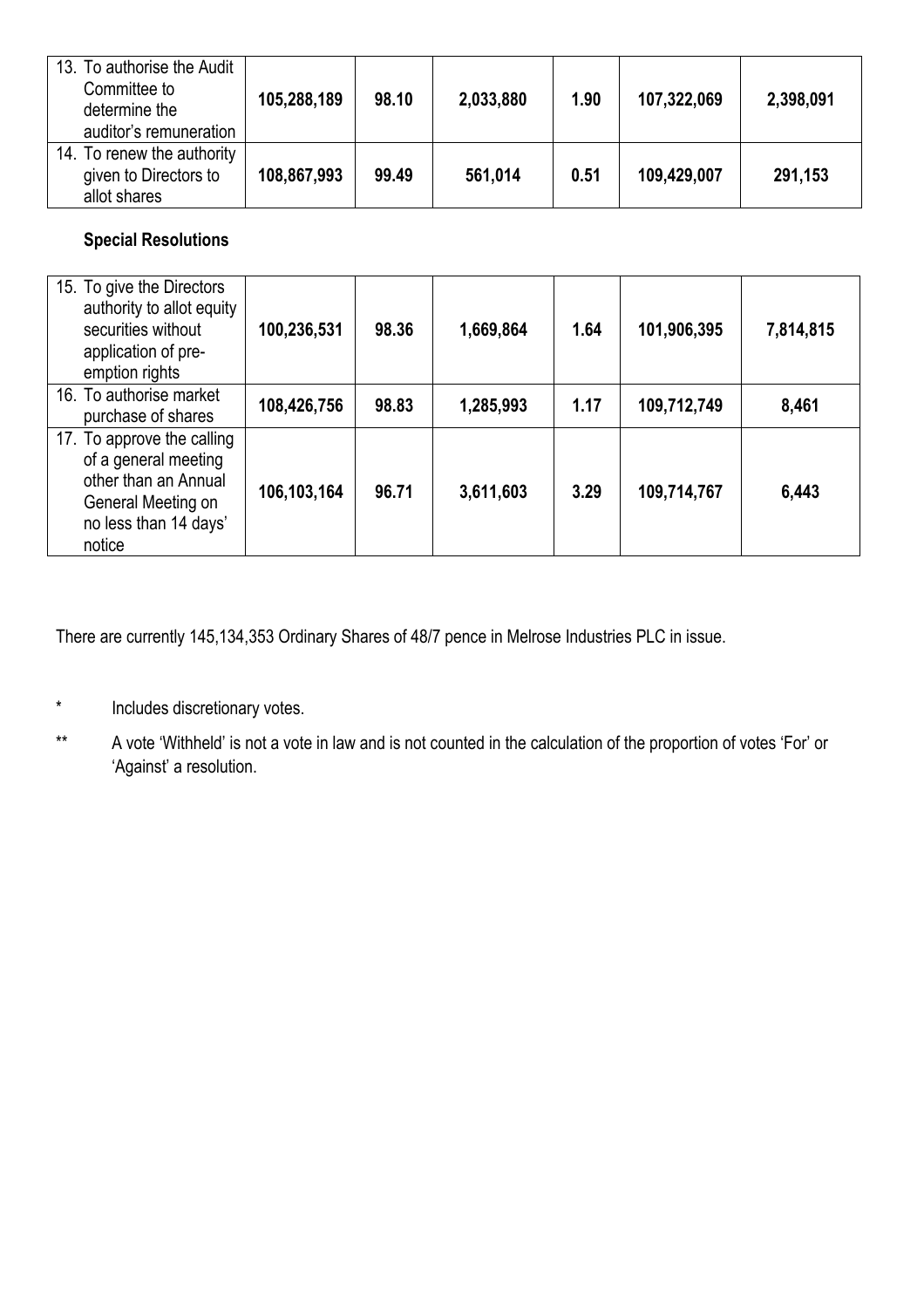| | | | | | | |
|---|---|---|---|---|---|---|
| 13. To authorise the Audit Committee to determine the auditor's remuneration | **105,288,189** | **98.10** | **2,033,880** | **1.90** | **107,322,069** | **2,398,091** |
| 14. To renew the authority given to Directors to allot shares | **108,867,993** | **99.49** | **561,014** | **0.51** | **109,429,007** | **291,153** |

**Special Resolutions**

| | | | | | | |
|---|---|---|---|---|---|---|
| 15. To give the Directors authority to allot equity securities without application of pre-emption rights | **100,236,531** | **98.36** | **1,669,864** | **1.64** | **101,906,395** | **7,814,815** |
| 16. To authorise market purchase of shares | **108,426,756** | **98.83** | **1,285,993** | **1.17** | **109,712,749** | **8,461** |
| 17. To approve the calling of a general meeting other than an Annual General Meeting on no less than 14 days' notice | **106,103,164** | **96.71** | **3,611,603** | **3.29** | **109,714,767** | **6,443** |

There are currently 145,134,353 Ordinary Shares of 48/7 pence in Melrose Industries PLC in issue.

\* Includes discretionary votes.

\*\* A vote 'Withheld' is not a vote in law and is not counted in the calculation of the proportion of votes 'For' or 'Against' a resolution.